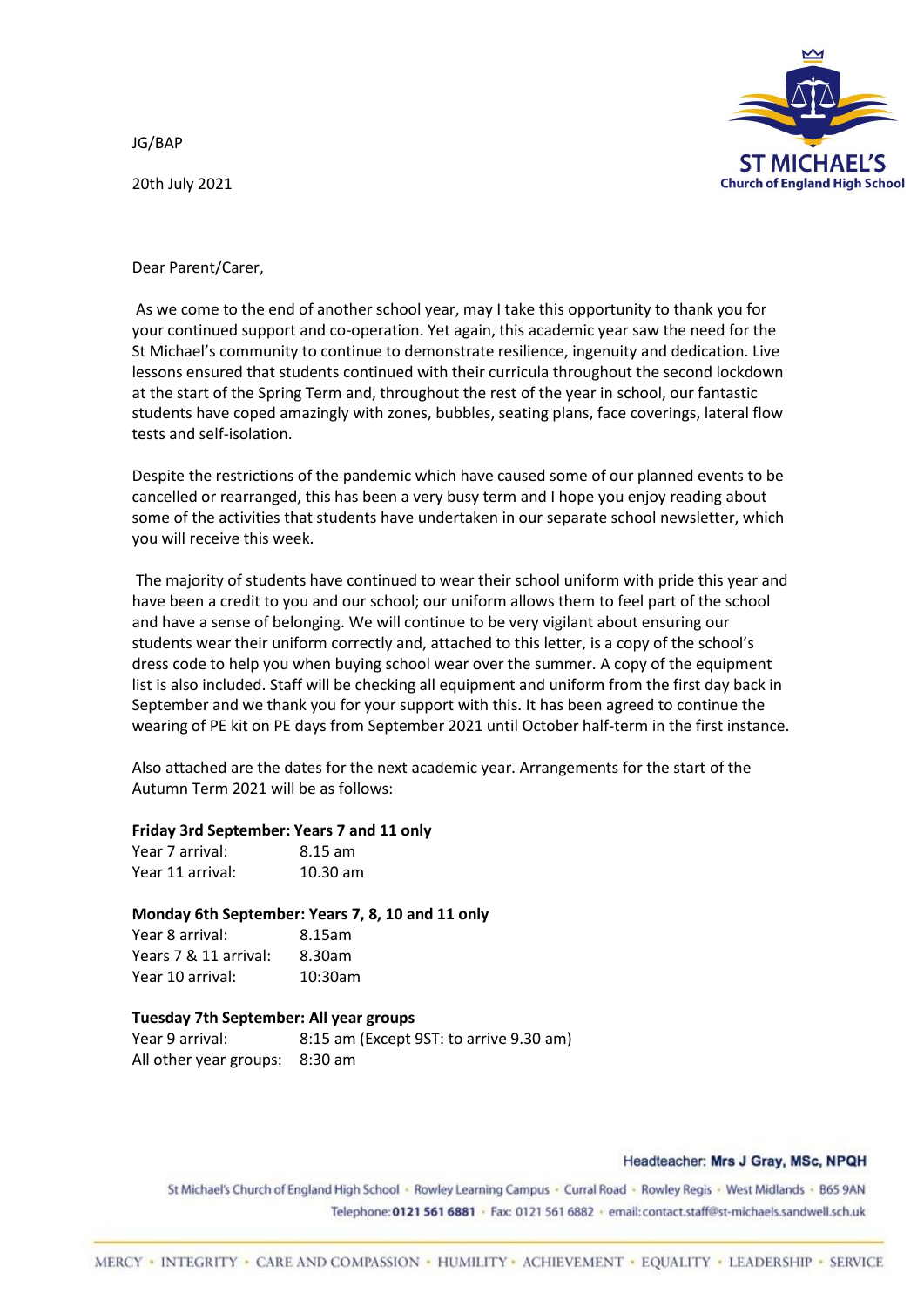JG/BAP

20th July 2021

**ST MICHAEL'S**
**Church of England High School**

Dear Parent/Carer,

As we come to the end of another school year, may I take this opportunity to thank you for your continued support and co-operation. Yet again, this academic year saw the need for the St Michael's community to continue to demonstrate resilience, ingenuity and dedication. Live lessons ensured that students continued with their curricula throughout the second lockdown at the start of the Spring Term and, throughout the rest of the year in school, our fantastic students have coped amazingly with zones, bubbles, seating plans, face coverings, lateral flow tests and self-isolation.

Despite the restrictions of the pandemic which have caused some of our planned events to be cancelled or rearranged, this has been a very busy term and I hope you enjoy reading about some of the activities that students have undertaken in our separate school newsletter, which you will receive this week.

The majority of students have continued to wear their school uniform with pride this year and have been a credit to you and our school; our uniform allows them to feel part of the school and have a sense of belonging. We will continue to be very vigilant about ensuring our students wear their uniform correctly and, attached to this letter, is a copy of the school's dress code to help you when buying school wear over the summer. A copy of the equipment list is also included. Staff will be checking all equipment and uniform from the first day back in September and we thank you for your support with this. It has been agreed to continue the wearing of PE kit on PE days from September 2021 until October half-term in the first instance.

Also attached are the dates for the next academic year. Arrangements for the start of the Autumn Term 2021 will be as follows:

**Friday 3rd September: Years 7 and 11 only**

Year 7 arrival: 8.15 am
Year 11 arrival: 10.30 am

**Monday 6th September: Years 7, 8, 10 and 11 only**

Year 8 arrival: 8.15am
Years 7 & 11 arrival: 8.30am
Year 10 arrival: 10:30am

**Tuesday 7th September: All year groups**

Year 9 arrival: 8:15 am (Except 9ST: to arrive 9.30 am)
All other year groups: 8:30 am

Headteacher: **Mrs J Gray, MSc, NPQH**

St Michael's Church of England High School • Rowley Learning Campus • Curral Road • Rowley Regis • West Midlands • B65 9AN
Telephone: **0121 561 6881** • Fax: 0121 561 6882 • email: contact.staff@st-michaels.sandwell.sch.uk

MERCY • INTEGRITY • CARE AND COMPASSION • HUMILITY • ACHIEVEMENT • EQUALITY • LEADERSHIP • SERVICE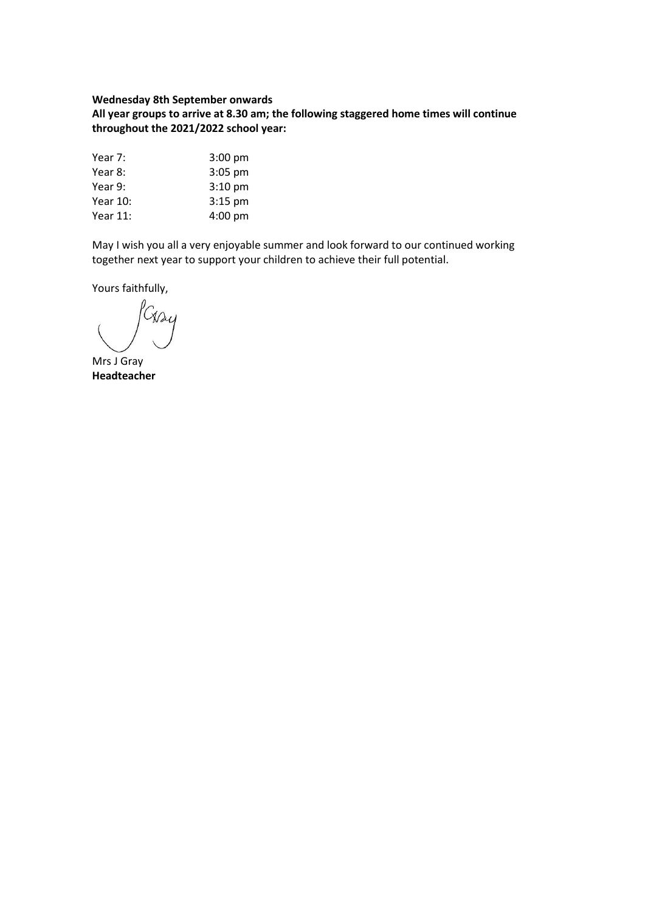**Wednesday 8th September onwards**
**All year groups to arrive at 8.30 am; the following staggered home times will continue throughout the 2021/2022 school year:**

| | |
|---|---|
| Year 7: | 3:00 pm |
| Year 8: | 3:05 pm |
| Year 9: | 3:10 pm |
| Year 10: | 3:15 pm |
| Year 11: | 4:00 pm |

May I wish you all a very enjoyable summer and look forward to our continued working together next year to support your children to achieve their full potential.

Yours faithfully,

Mrs J Gray
**Headteacher**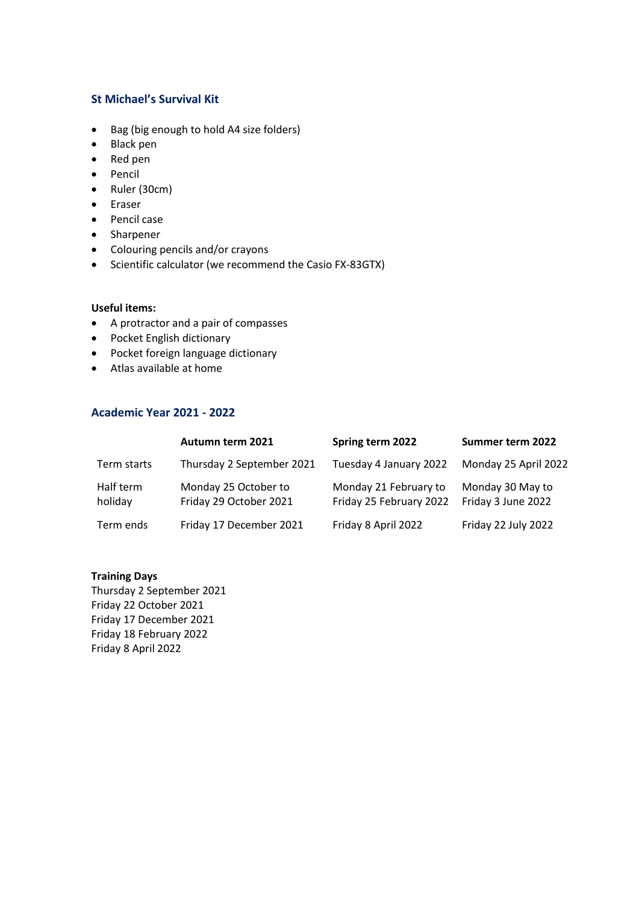### St Michael's Survival Kit

- Bag (big enough to hold A4 size folders)
- Black pen
- Red pen
- Pencil
- Ruler (30cm)
- Eraser
- Pencil case
- Sharpener
- Colouring pencils and/or crayons
- Scientific calculator (we recommend the Casio FX-83GTX)

**Useful items:**

- A protractor and a pair of compasses
- Pocket English dictionary
- Pocket foreign language dictionary
- Atlas available at home

### Academic Year 2021 - 2022

| | Autumn term 2021 | Spring term 2022 | Summer term 2022 |
|---|---|---|---|
| Term starts | Thursday 2 September 2021 | Tuesday 4 January 2022 | Monday 25 April 2022 |
| Half term holiday | Monday 25 October to Friday 29 October 2021 | Monday 21 February to Friday 25 February 2022 | Monday 30 May to Friday 3 June 2022 |
| Term ends | Friday 17 December 2021 | Friday 8 April 2022 | Friday 22 July 2022 |

**Training Days**

Thursday 2 September 2021
Friday 22 October 2021
Friday 17 December 2021
Friday 18 February 2022
Friday 8 April 2022